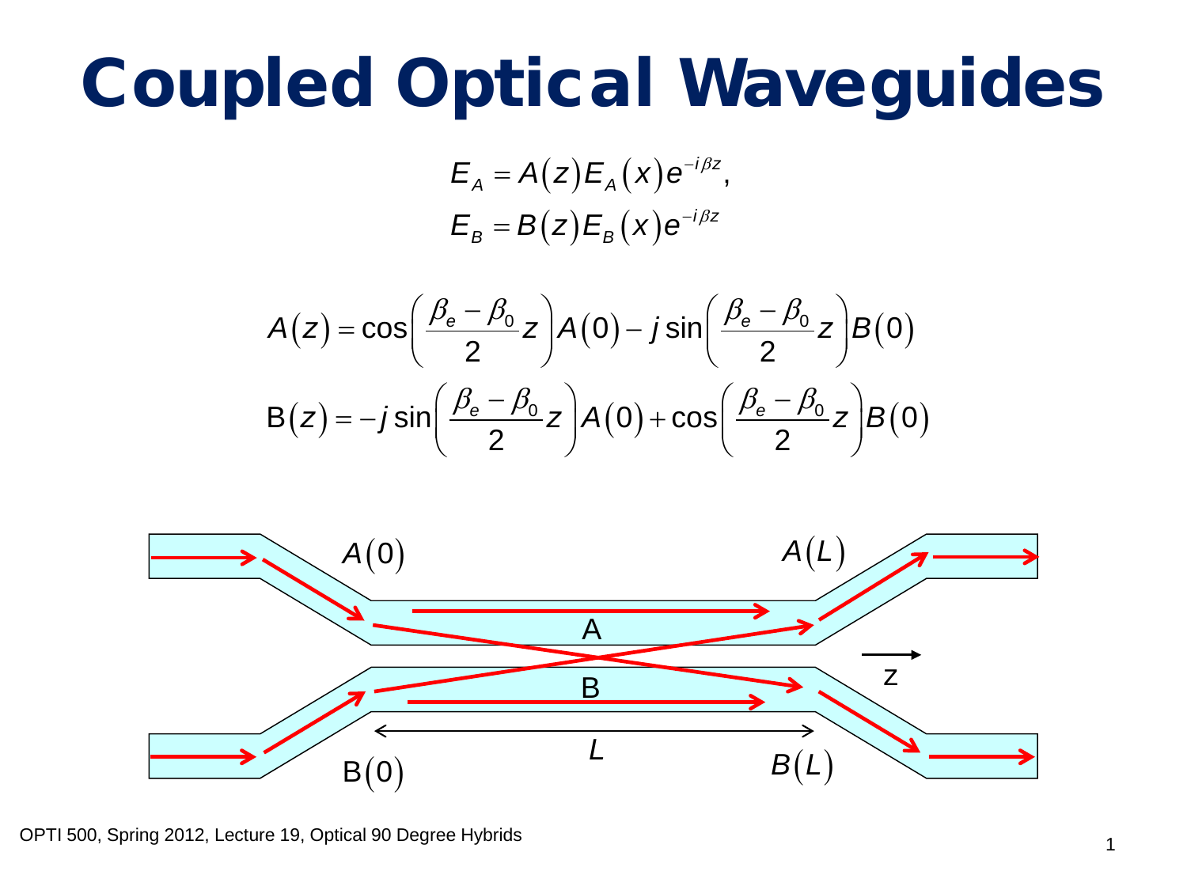# Coupled Optical Waveguides

$$E_A = A(z) E_A(x) e^{-i\beta z},$$
$$E_B = B(z) E_B(x) e^{-i\beta z}$$

$$A(z) = \cos\left(\frac{\beta_e - \beta_0}{2} z\right) A(0) - j \sin\left(\frac{\beta_e - \beta_0}{2} z\right) B(0)$$
$$\mathrm{B}(z) = -j \sin\left(\frac{\beta_e - \beta_0}{2} z\right) A(0) + \cos\left(\frac{\beta_e - \beta_0}{2} z\right) B(0)$$

$A(0)$ $A(L)$ A B $z$ $L$ $\mathrm{B}(0)$ $B(L)$

OPTI 500, Spring 2012, Lecture 19, Optical 90 Degree Hybrids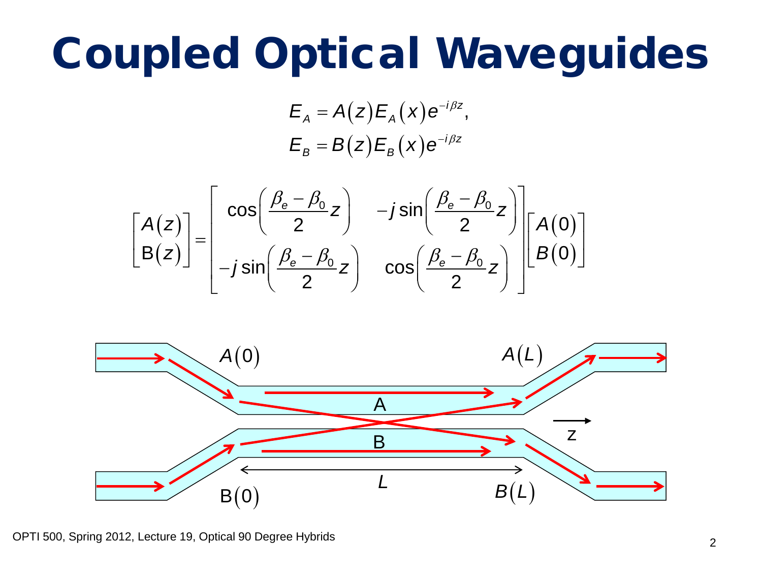# Coupled Optical Waveguides

$$E_A = A(z)E_A(x)e^{-i\beta z},$$
$$E_B = B(z)E_B(x)e^{-i\beta z}$$

$$\begin{bmatrix} A(z) \\ \mathrm{B}(z) \end{bmatrix} = \begin{bmatrix} \cos\left(\dfrac{\beta_e - \beta_0}{2} z\right) & -j\sin\left(\dfrac{\beta_e - \beta_0}{2} z\right) \\ -j\sin\left(\dfrac{\beta_e - \beta_0}{2} z\right) & \cos\left(\dfrac{\beta_e - \beta_0}{2} z\right) \end{bmatrix} \begin{bmatrix} A(0) \\ B(0) \end{bmatrix}$$

$A(0)$ $A(L)$

A

B

$z$

$L$

$\mathrm{B}(0)$ $B(L)$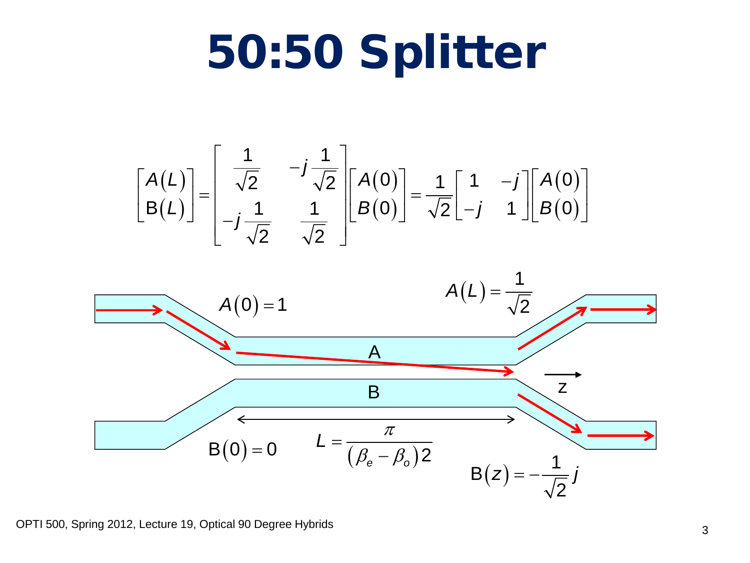# 50:50 Splitter

$$\begin{bmatrix} A(L) \\ B(L) \end{bmatrix} = \begin{bmatrix} \frac{1}{\sqrt{2}} & -j\frac{1}{\sqrt{2}} \\ -j\frac{1}{\sqrt{2}} & \frac{1}{\sqrt{2}} \end{bmatrix} \begin{bmatrix} A(0) \\ B(0) \end{bmatrix} = \frac{1}{\sqrt{2}} \begin{bmatrix} 1 & -j \\ -j & 1 \end{bmatrix} \begin{bmatrix} A(0) \\ B(0) \end{bmatrix}$$

$A(0) = 1$

$A(L) = \frac{1}{\sqrt{2}}$

A

B

$z$

$B(0) = 0$

$L = \frac{\pi}{(\beta_e - \beta_o)2}$

$B(z) = -\frac{1}{\sqrt{2}}j$

OPTI 500, Spring 2012, Lecture 19, Optical 90 Degree Hybrids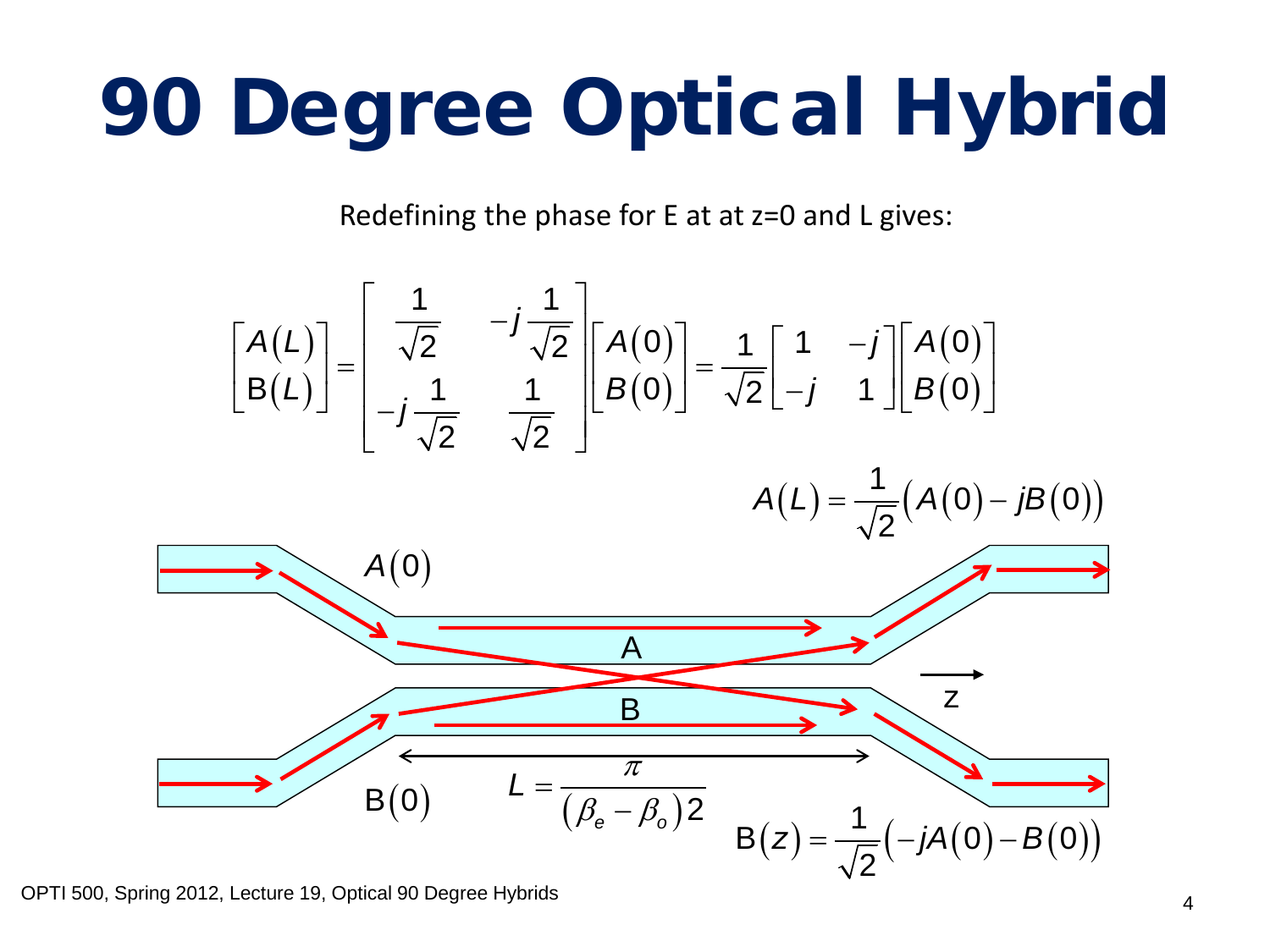# 90 Degree Optical Hybrid

Redefining the phase for E at at z=0 and L gives:

$$\begin{bmatrix} A(L) \\ \mathrm{B}(L) \end{bmatrix} = \begin{bmatrix} \frac{1}{\sqrt{2}} & -j\frac{1}{\sqrt{2}} \\ -j\frac{1}{\sqrt{2}} & \frac{1}{\sqrt{2}} \end{bmatrix} \begin{bmatrix} A(0) \\ B(0) \end{bmatrix} = \frac{1}{\sqrt{2}} \begin{bmatrix} 1 & -j \\ -j & 1 \end{bmatrix} \begin{bmatrix} A(0) \\ B(0) \end{bmatrix}$$

$$A(L) = \frac{1}{\sqrt{2}}\left(A(0) - jB(0)\right)$$

$A(0)$

A

B

z

$\mathrm{B}(0)$

$$L = \frac{\pi}{(\beta_e - \beta_o)2}$$

$$\mathrm{B}(z) = \frac{1}{\sqrt{2}}\left(-jA(0) - B(0)\right)$$

OPTI 500, Spring 2012, Lecture 19, Optical 90 Degree Hybrids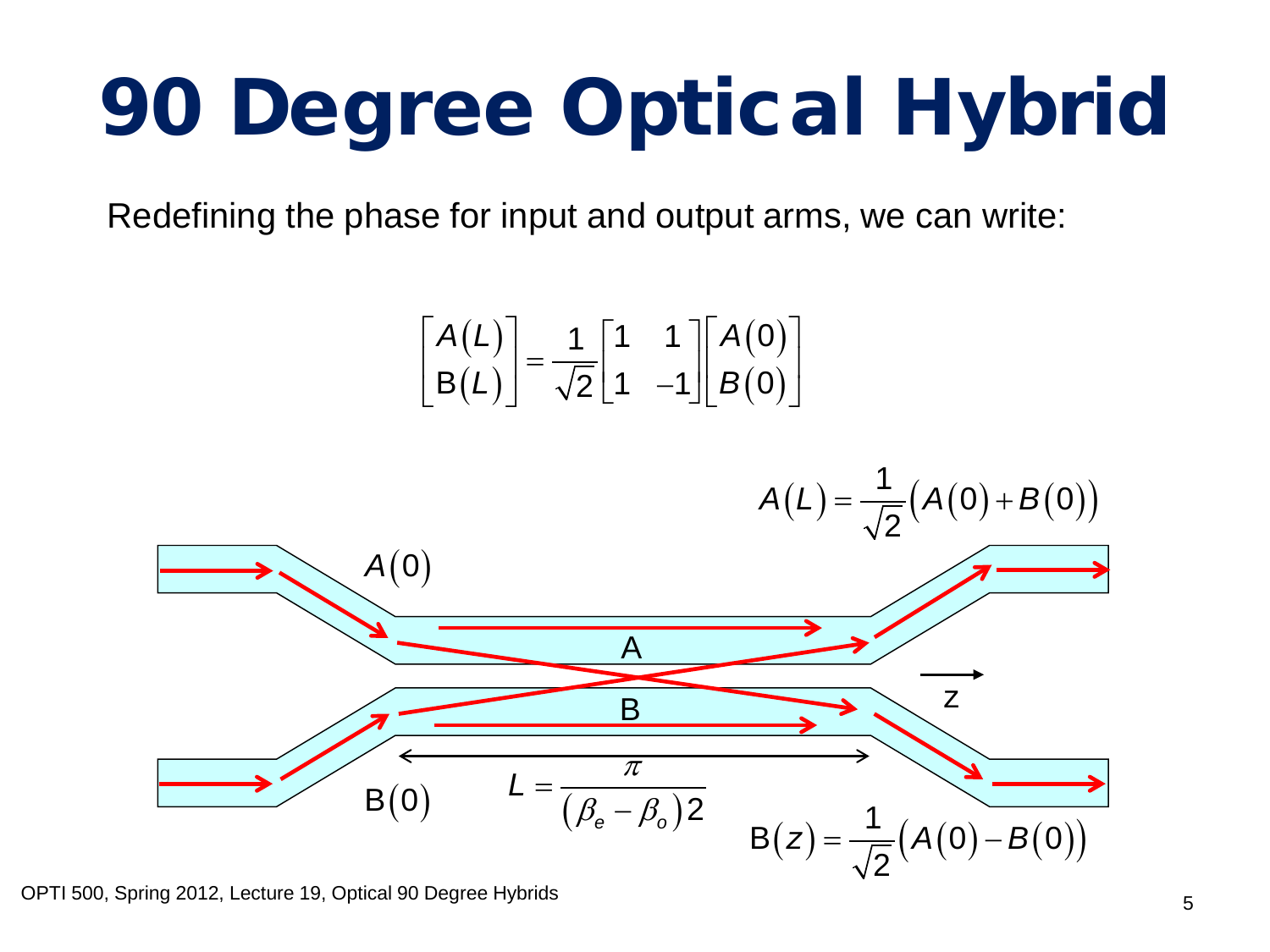# 90 Degree Optical Hybrid

Redefining the phase for input and output arms, we can write:

$$\begin{bmatrix} A(L) \\ \mathrm{B}(L) \end{bmatrix} = \frac{1}{\sqrt{2}} \begin{bmatrix} 1 & 1 \\ 1 & -1 \end{bmatrix} \begin{bmatrix} A(0) \\ B(0) \end{bmatrix}$$

$$A(L) = \frac{1}{\sqrt{2}}\left(A(0) + B(0)\right)$$

$A(0)$

A

B

z

$\mathrm{B}(0)$

$$L = \frac{\pi}{(\beta_e - \beta_o)2}$$

$$\mathrm{B}(z) = \frac{1}{\sqrt{2}}\left(A(0) - B(0)\right)$$

OPTI 500, Spring 2012, Lecture 19, Optical 90 Degree Hybrids